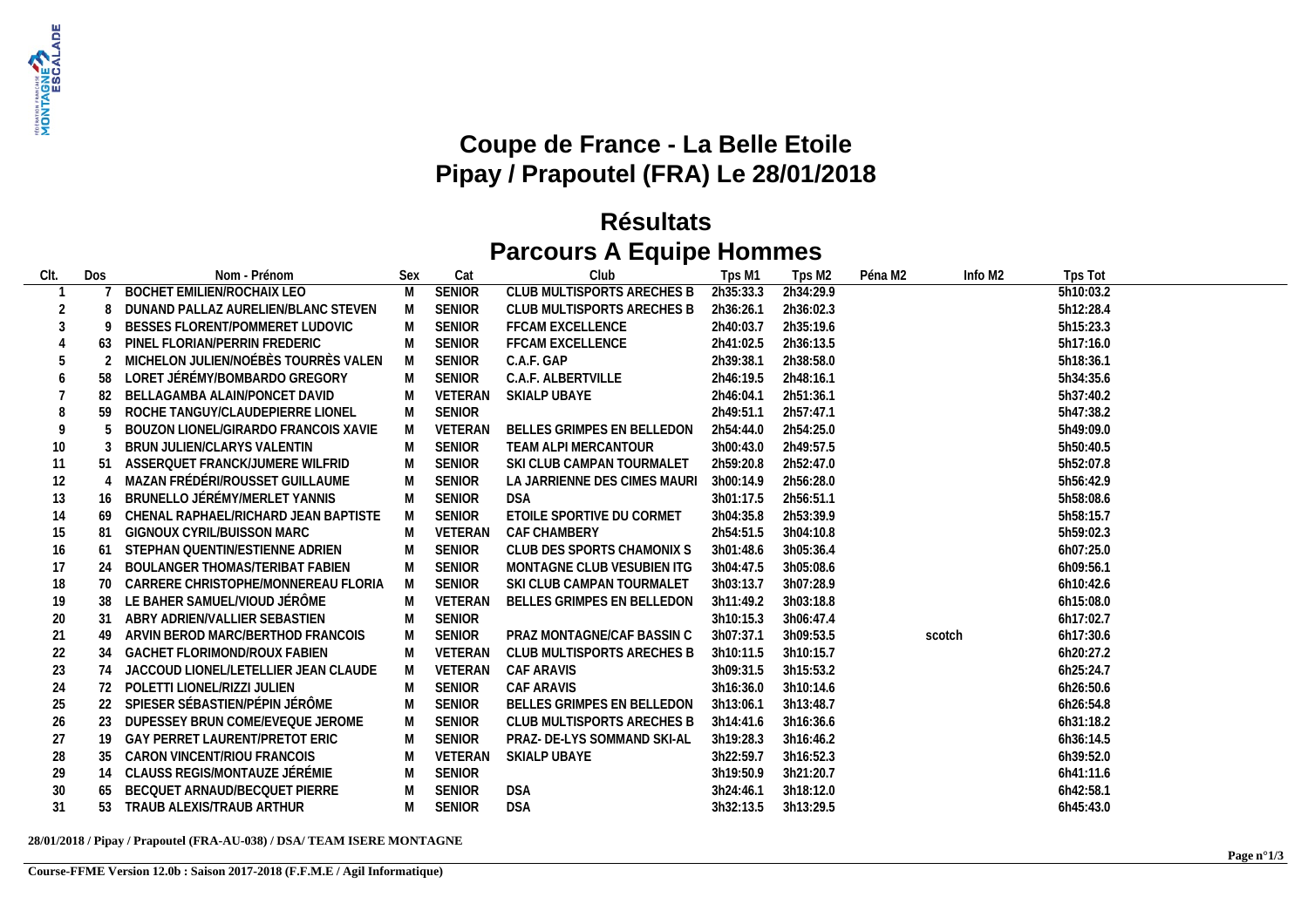# Coupe de France - La Belle Etoile
# Pipay / Prapoutel (FRA) Le 28/01/2018

## Résultats
## Parcours A Equipe Hommes

| Clt. | Dos | Nom - Prénom | Sex | Cat | Club | Tps M1 | Tps M2 | Péna M2 | Info M2 | Tps Tot |
|---|---|---|---|---|---|---|---|---|---|---|
| 1 | 7 | BOCHET EMILIEN/ROCHAIX LEO | M | SENIOR | CLUB MULTISPORTS ARECHES B | 2h35:33.3 | 2h34:29.9 | | | 5h10:03.2 |
| 2 | 8 | DUNAND PALLAZ AURELIEN/BLANC STEVEN | M | SENIOR | CLUB MULTISPORTS ARECHES B | 2h36:26.1 | 2h36:02.3 | | | 5h12:28.4 |
| 3 | 9 | BESSES FLORENT/POMMERET LUDOVIC | M | SENIOR | FFCAM EXCELLENCE | 2h40:03.7 | 2h35:19.6 | | | 5h15:23.3 |
| 4 | 63 | PINEL FLORIAN/PERRIN FREDERIC | M | SENIOR | FFCAM EXCELLENCE | 2h41:02.5 | 2h36:13.5 | | | 5h17:16.0 |
| 5 | 2 | MICHELON JULIEN/NOÉBÈS TOURRÈS VALEN | M | SENIOR | C.A.F. GAP | 2h39:38.1 | 2h38:58.0 | | | 5h18:36.1 |
| 6 | 58 | LORET JÉRÉMY/BOMBARDO GREGORY | M | SENIOR | C.A.F. ALBERTVILLE | 2h46:19.5 | 2h48:16.1 | | | 5h34:35.6 |
| 7 | 82 | BELLAGAMBA ALAIN/PONCET DAVID | M | VETERAN | SKIALP UBAYE | 2h46:04.1 | 2h51:36.1 | | | 5h37:40.2 |
| 8 | 59 | ROCHE TANGUY/CLAUDEPIERRE LIONEL | M | SENIOR | | 2h49:51.1 | 2h57:47.1 | | | 5h47:38.2 |
| 9 | 5 | BOUZON LIONEL/GIRARDO FRANCOIS XAVIE | M | VETERAN | BELLES GRIMPES EN BELLEDON | 2h54:44.0 | 2h54:25.0 | | | 5h49:09.0 |
| 10 | 3 | BRUN JULIEN/CLARYS VALENTIN | M | SENIOR | TEAM ALPI MERCANTOUR | 3h00:43.0 | 2h49:57.5 | | | 5h50:40.5 |
| 11 | 51 | ASSERQUET FRANCK/JUMERE WILFRID | M | SENIOR | SKI CLUB CAMPAN TOURMALET | 2h59:20.8 | 2h52:47.0 | | | 5h52:07.8 |
| 12 | 4 | MAZAN FRÉDÉRI/ROUSSET GUILLAUME | M | SENIOR | LA JARRIENNE DES CIMES MAURI | 3h00:14.9 | 2h56:28.0 | | | 5h56:42.9 |
| 13 | 16 | BRUNELLO JÉRÉMY/MERLET YANNIS | M | SENIOR | DSA | 3h01:17.5 | 2h56:51.1 | | | 5h58:08.6 |
| 14 | 69 | CHENAL RAPHAEL/RICHARD JEAN BAPTISTE | M | SENIOR | ETOILE SPORTIVE DU CORMET | 3h04:35.8 | 2h53:39.9 | | | 5h58:15.7 |
| 15 | 81 | GIGNOUX CYRIL/BUISSON MARC | M | VETERAN | CAF CHAMBERY | 2h54:51.5 | 3h04:10.8 | | | 5h59:02.3 |
| 16 | 61 | STEPHAN QUENTIN/ESTIENNE ADRIEN | M | SENIOR | CLUB DES SPORTS CHAMONIX S | 3h01:48.6 | 3h05:36.4 | | | 6h07:25.0 |
| 17 | 24 | BOULANGER THOMAS/TERIBAT FABIEN | M | SENIOR | MONTAGNE CLUB VESUBIEN ITG | 3h04:47.5 | 3h05:08.6 | | | 6h09:56.1 |
| 18 | 70 | CARRERE CHRISTOPHE/MONNEREAU FLORIA | M | SENIOR | SKI CLUB CAMPAN TOURMALET | 3h03:13.7 | 3h07:28.9 | | | 6h10:42.6 |
| 19 | 38 | LE BAHER SAMUEL/VIOUD JÉRÔME | M | VETERAN | BELLES GRIMPES EN BELLEDON | 3h11:49.2 | 3h03:18.8 | | | 6h15:08.0 |
| 20 | 31 | ABRY ADRIEN/VALLIER SEBASTIEN | M | SENIOR | | 3h10:15.3 | 3h06:47.4 | | | 6h17:02.7 |
| 21 | 49 | ARVIN BEROD MARC/BERTHOD FRANCOIS | M | SENIOR | PRAZ MONTAGNE/CAF BASSIN C | 3h07:37.1 | 3h09:53.5 | | scotch | 6h17:30.6 |
| 22 | 34 | GACHET FLORIMOND/ROUX FABIEN | M | VETERAN | CLUB MULTISPORTS ARECHES B | 3h10:11.5 | 3h10:15.7 | | | 6h20:27.2 |
| 23 | 74 | JACCOUD LIONEL/LETELLIER JEAN CLAUDE | M | VETERAN | CAF ARAVIS | 3h09:31.5 | 3h15:53.2 | | | 6h25:24.7 |
| 24 | 72 | POLETTI LIONEL/RIZZI JULIEN | M | SENIOR | CAF ARAVIS | 3h16:36.0 | 3h10:14.6 | | | 6h26:50.6 |
| 25 | 22 | SPIESER SÉBASTIEN/PÉPIN JÉRÔME | M | SENIOR | BELLES GRIMPES EN BELLEDON | 3h13:06.1 | 3h13:48.7 | | | 6h26:54.8 |
| 26 | 23 | DUPESSEY BRUN COME/EVEQUE JEROME | M | SENIOR | CLUB MULTISPORTS ARECHES B | 3h14:41.6 | 3h16:36.6 | | | 6h31:18.2 |
| 27 | 19 | GAY PERRET LAURENT/PRETOT ERIC | M | SENIOR | PRAZ- DE-LYS SOMMAND SKI-AL | 3h19:28.3 | 3h16:46.2 | | | 6h36:14.5 |
| 28 | 35 | CARON VINCENT/RIOU FRANCOIS | M | VETERAN | SKIALP UBAYE | 3h22:59.7 | 3h16:52.3 | | | 6h39:52.0 |
| 29 | 14 | CLAUSS REGIS/MONTAUZE JÉRÉMIE | M | SENIOR | | 3h19:50.9 | 3h21:20.7 | | | 6h41:11.6 |
| 30 | 65 | BECQUET ARNAUD/BECQUET PIERRE | M | SENIOR | DSA | 3h24:46.1 | 3h18:12.0 | | | 6h42:58.1 |
| 31 | 53 | TRAUB ALEXIS/TRAUB ARTHUR | M | SENIOR | DSA | 3h32:13.5 | 3h13:29.5 | | | 6h45:43.0 |

**28/01/2018 / Pipay / Prapoutel (FRA-AU-038) / DSA/ TEAM ISERE MONTAGNE**

**Course-FFME Version 12.0b : Saison 2017-2018 (F.F.M.E / Agil Informatique)**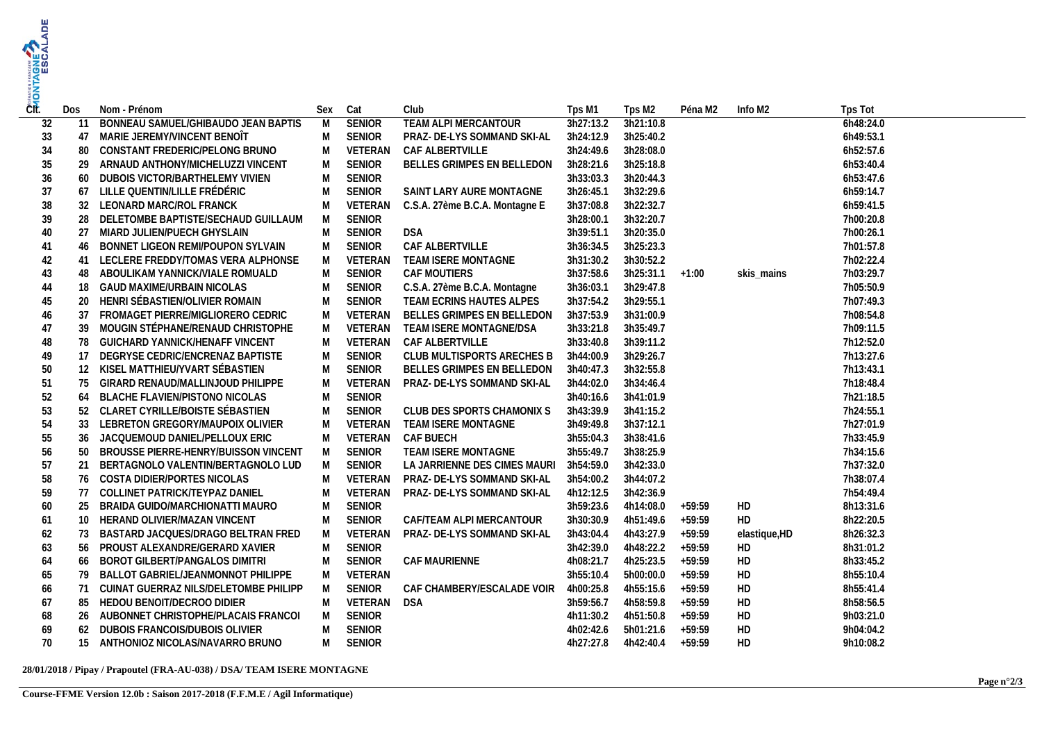| Clt. | Dos | Nom - Prénom | Sex | Cat | Club | Tps M1 | Tps M2 | Péna M2 | Info M2 | Tps Tot |
|---|---|---|---|---|---|---|---|---|---|---|
| 32 | 11 | BONNEAU SAMUEL/GHIBAUDO JEAN BAPTIS | M | SENIOR | TEAM ALPI MERCANTOUR | 3h27:13.2 | 3h21:10.8 | | | 6h48:24.0 |
| 33 | 47 | MARIE JEREMY/VINCENT BENOÎT | M | SENIOR | PRAZ- DE-LYS SOMMAND SKI-AL | 3h24:12.9 | 3h25:40.2 | | | 6h49:53.1 |
| 34 | 80 | CONSTANT FREDERIC/PELONG BRUNO | M | VETERAN | CAF ALBERTVILLE | 3h24:49.6 | 3h28:08.0 | | | 6h52:57.6 |
| 35 | 29 | ARNAUD ANTHONY/MICHELUZZI VINCENT | M | SENIOR | BELLES GRIMPES EN BELLEDON | 3h28:21.6 | 3h25:18.8 | | | 6h53:40.4 |
| 36 | 60 | DUBOIS VICTOR/BARTHELEMY VIVIEN | M | SENIOR | | 3h33:03.3 | 3h20:44.3 | | | 6h53:47.6 |
| 37 | 67 | LILLE QUENTIN/LILLE FRÉDÉRIC | M | SENIOR | SAINT LARY AURE MONTAGNE | 3h26:45.1 | 3h32:29.6 | | | 6h59:14.7 |
| 38 | 32 | LEONARD MARC/ROL FRANCK | M | VETERAN | C.S.A. 27ème B.C.A. Montagne E | 3h37:08.8 | 3h22:32.7 | | | 6h59:41.5 |
| 39 | 28 | DELETOMBE BAPTISTE/SECHAUD GUILLAUM | M | SENIOR | | 3h28:00.1 | 3h32:20.7 | | | 7h00:20.8 |
| 40 | 27 | MIARD JULIEN/PUECH GHYSLAIN | M | SENIOR | DSA | 3h39:51.1 | 3h20:35.0 | | | 7h00:26.1 |
| 41 | 46 | BONNET LIGEON REMI/POUPON SYLVAIN | M | SENIOR | CAF ALBERTVILLE | 3h36:34.5 | 3h25:23.3 | | | 7h01:57.8 |
| 42 | 41 | LECLERE FREDDY/TOMAS VERA ALPHONSE | M | VETERAN | TEAM ISERE MONTAGNE | 3h31:30.2 | 3h30:52.2 | | | 7h02:22.4 |
| 43 | 48 | ABOULIKAM YANNICK/VIALE ROMUALD | M | SENIOR | CAF MOUTIERS | 3h37:58.6 | 3h25:31.1 | +1:00 | skis_mains | 7h03:29.7 |
| 44 | 18 | GAUD MAXIME/URBAIN NICOLAS | M | SENIOR | C.S.A. 27ème B.C.A. Montagne | 3h36:03.1 | 3h29:47.8 | | | 7h05:50.9 |
| 45 | 20 | HENRI SÉBASTIEN/OLIVIER ROMAIN | M | SENIOR | TEAM ECRINS HAUTES ALPES | 3h37:54.2 | 3h29:55.1 | | | 7h07:49.3 |
| 46 | 37 | FROMAGET PIERRE/MIGLIORERO CEDRIC | M | VETERAN | BELLES GRIMPES EN BELLEDON | 3h37:53.9 | 3h31:00.9 | | | 7h08:54.8 |
| 47 | 39 | MOUGIN STÉPHANE/RENAUD CHRISTOPHE | M | VETERAN | TEAM ISERE MONTAGNE/DSA | 3h33:21.8 | 3h35:49.7 | | | 7h09:11.5 |
| 48 | 78 | GUICHARD YANNICK/HENAFF VINCENT | M | VETERAN | CAF ALBERTVILLE | 3h33:40.8 | 3h39:11.2 | | | 7h12:52.0 |
| 49 | 17 | DEGRYSE CEDRIC/ENCRENAZ BAPTISTE | M | SENIOR | CLUB MULTISPORTS ARECHES B | 3h44:00.9 | 3h29:26.7 | | | 7h13:27.6 |
| 50 | 12 | KISEL MATTHIEU/YVART SÉBASTIEN | M | SENIOR | BELLES GRIMPES EN BELLEDON | 3h40:47.3 | 3h32:55.8 | | | 7h13:43.1 |
| 51 | 75 | GIRARD RENAUD/MALLINJOUD PHILIPPE | M | VETERAN | PRAZ- DE-LYS SOMMAND SKI-AL | 3h44:02.0 | 3h34:46.4 | | | 7h18:48.4 |
| 52 | 64 | BLACHE FLAVIEN/PISTONO NICOLAS | M | SENIOR | | 3h40:16.6 | 3h41:01.9 | | | 7h21:18.5 |
| 53 | 52 | CLARET CYRILLE/BOISTE SÉBASTIEN | M | SENIOR | CLUB DES SPORTS CHAMONIX S | 3h43:39.9 | 3h41:15.2 | | | 7h24:55.1 |
| 54 | 33 | LEBRETON GREGORY/MAUPOIX OLIVIER | M | VETERAN | TEAM ISERE MONTAGNE | 3h49:49.8 | 3h37:12.1 | | | 7h27:01.9 |
| 55 | 36 | JACQUEMOUD DANIEL/PELLOUX ERIC | M | VETERAN | CAF BUECH | 3h55:04.3 | 3h38:41.6 | | | 7h33:45.9 |
| 56 | 50 | BROUSSE PIERRE-HENRY/BUISSON VINCENT | M | SENIOR | TEAM ISERE MONTAGNE | 3h55:49.7 | 3h38:25.9 | | | 7h34:15.6 |
| 57 | 21 | BERTAGNOLO VALENTIN/BERTAGNOLO LUD | M | SENIOR | LA JARRIENNE DES CIMES MAURI | 3h54:59.0 | 3h42:33.0 | | | 7h37:32.0 |
| 58 | 76 | COSTA DIDIER/PORTES NICOLAS | M | VETERAN | PRAZ- DE-LYS SOMMAND SKI-AL | 3h54:00.2 | 3h44:07.2 | | | 7h38:07.4 |
| 59 | 77 | COLLINET PATRICK/TEYPAZ DANIEL | M | VETERAN | PRAZ- DE-LYS SOMMAND SKI-AL | 4h12:12.5 | 3h42:36.9 | | | 7h54:49.4 |
| 60 | 25 | BRAIDA GUIDO/MARCHIONATTI MAURO | M | SENIOR | | 3h59:23.6 | 4h14:08.0 | +59:59 | HD | 8h13:31.6 |
| 61 | 10 | HERAND OLIVIER/MAZAN VINCENT | M | SENIOR | CAF/TEAM ALPI MERCANTOUR | 3h30:30.9 | 4h51:49.6 | +59:59 | HD | 8h22:20.5 |
| 62 | 73 | BASTARD JACQUES/DRAGO BELTRAN FRED | M | VETERAN | PRAZ- DE-LYS SOMMAND SKI-AL | 3h43:04.4 | 4h43:27.9 | +59:59 | elastique,HD | 8h26:32.3 |
| 63 | 56 | PROUST ALEXANDRE/GERARD XAVIER | M | SENIOR | | 3h42:39.0 | 4h48:22.2 | +59:59 | HD | 8h31:01.2 |
| 64 | 66 | BOROT GILBERT/PANGALOS DIMITRI | M | SENIOR | CAF MAURIENNE | 4h08:21.7 | 4h25:23.5 | +59:59 | HD | 8h33:45.2 |
| 65 | 79 | BALLOT GABRIEL/JEANMONNOT PHILIPPE | M | VETERAN | | 3h55:10.4 | 5h00:00.0 | +59:59 | HD | 8h55:10.4 |
| 66 | 71 | CUINAT GUERRAZ NILS/DELETOMBE PHILIPP | M | SENIOR | CAF CHAMBERY/ESCALADE VOIR | 4h00:25.8 | 4h55:15.6 | +59:59 | HD | 8h55:41.4 |
| 67 | 85 | HEDOU BENOIT/DECROO DIDIER | M | VETERAN | DSA | 3h59:56.7 | 4h58:59.8 | +59:59 | HD | 8h58:56.5 |
| 68 | 26 | AUBONNET CHRISTOPHE/PLACAIS FRANCOI | M | SENIOR | | 4h11:30.2 | 4h51:50.8 | +59:59 | HD | 9h03:21.0 |
| 69 | 62 | DUBOIS FRANCOIS/DUBOIS OLIVIER | M | SENIOR | | 4h02:42.6 | 5h01:21.6 | +59:59 | HD | 9h04:04.2 |
| 70 | 15 | ANTHONIOZ NICOLAS/NAVARRO BRUNO | M | SENIOR | | 4h27:27.8 | 4h42:40.4 | +59:59 | HD | 9h10:08.2 |

**28/01/2018 / Pipay / Prapoutel (FRA-AU-038) / DSA/ TEAM ISERE MONTAGNE**

**Course-FFME Version 12.0b : Saison 2017-2018 (F.F.M.E / Agil Informatique)**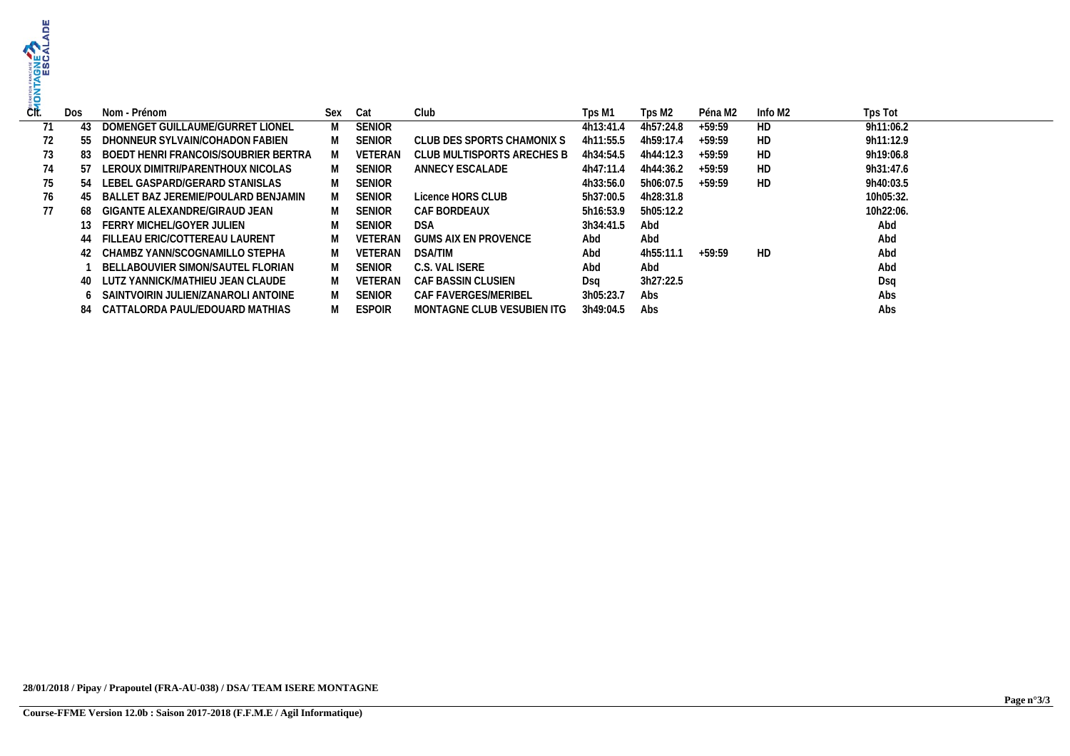| Clt. | Dos | Nom - Prénom | Sex | Cat | Club | Tps M1 | Tps M2 | Péna M2 | Info M2 | Tps Tot |
|---|---|---|---|---|---|---|---|---|---|---|
| 71 | 43 | DOMENGET GUILLAUME/GURRET LIONEL | M | SENIOR | | 4h13:41.4 | 4h57:24.8 | +59:59 | HD | 9h11:06.2 |
| 72 | 55 | DHONNEUR SYLVAIN/COHADON FABIEN | M | SENIOR | CLUB DES SPORTS CHAMONIX S | 4h11:55.5 | 4h59:17.4 | +59:59 | HD | 9h11:12.9 |
| 73 | 83 | BOEDT HENRI FRANCOIS/SOUBRIER BERTRA | M | VETERAN | CLUB MULTISPORTS ARECHES B | 4h34:54.5 | 4h44:12.3 | +59:59 | HD | 9h19:06.8 |
| 74 | 57 | LEROUX DIMITRI/PARENTHOUX NICOLAS | M | SENIOR | ANNECY ESCALADE | 4h47:11.4 | 4h44:36.2 | +59:59 | HD | 9h31:47.6 |
| 75 | 54 | LEBEL GASPARD/GERARD STANISLAS | M | SENIOR | | 4h33:56.0 | 5h06:07.5 | +59:59 | HD | 9h40:03.5 |
| 76 | 45 | BALLET BAZ JEREMIE/POULARD BENJAMIN | M | SENIOR | Licence HORS CLUB | 5h37:00.5 | 4h28:31.8 | | | 10h05:32. |
| 77 | 68 | GIGANTE ALEXANDRE/GIRAUD JEAN | M | SENIOR | CAF BORDEAUX | 5h16:53.9 | 5h05:12.2 | | | 10h22:06. |
| | 13 | FERRY MICHEL/GOYER JULIEN | M | SENIOR | DSA | 3h34:41.5 | Abd | | | Abd |
| | 44 | FILLEAU ERIC/COTTEREAU LAURENT | M | VETERAN | GUMS AIX EN PROVENCE | Abd | Abd | | | Abd |
| | 42 | CHAMBZ YANN/SCOGNAMILLO STEPHA | M | VETERAN | DSA/TIM | Abd | 4h55:11.1 | +59:59 | HD | Abd |
| | 1 | BELLABOUVIER SIMON/SAUTEL FLORIAN | M | SENIOR | C.S. VAL ISERE | Abd | Abd | | | Abd |
| | 40 | LUTZ YANNICK/MATHIEU JEAN CLAUDE | M | VETERAN | CAF BASSIN CLUSIEN | Dsq | 3h27:22.5 | | | Dsq |
| | 6 | SAINTVOIRIN JULIEN/ZANAROLI ANTOINE | M | SENIOR | CAF FAVERGES/MERIBEL | 3h05:23.7 | Abs | | | Abs |
| | 84 | CATTALORDA PAUL/EDOUARD MATHIAS | M | ESPOIR | MONTAGNE CLUB VESUBIEN ITG | 3h49:04.5 | Abs | | | Abs |

**28/01/2018 / Pipay / Prapoutel (FRA-AU-038) / DSA/ TEAM ISERE MONTAGNE**

**Course-FFME Version 12.0b : Saison 2017-2018 (F.F.M.E / Agil Informatique)**